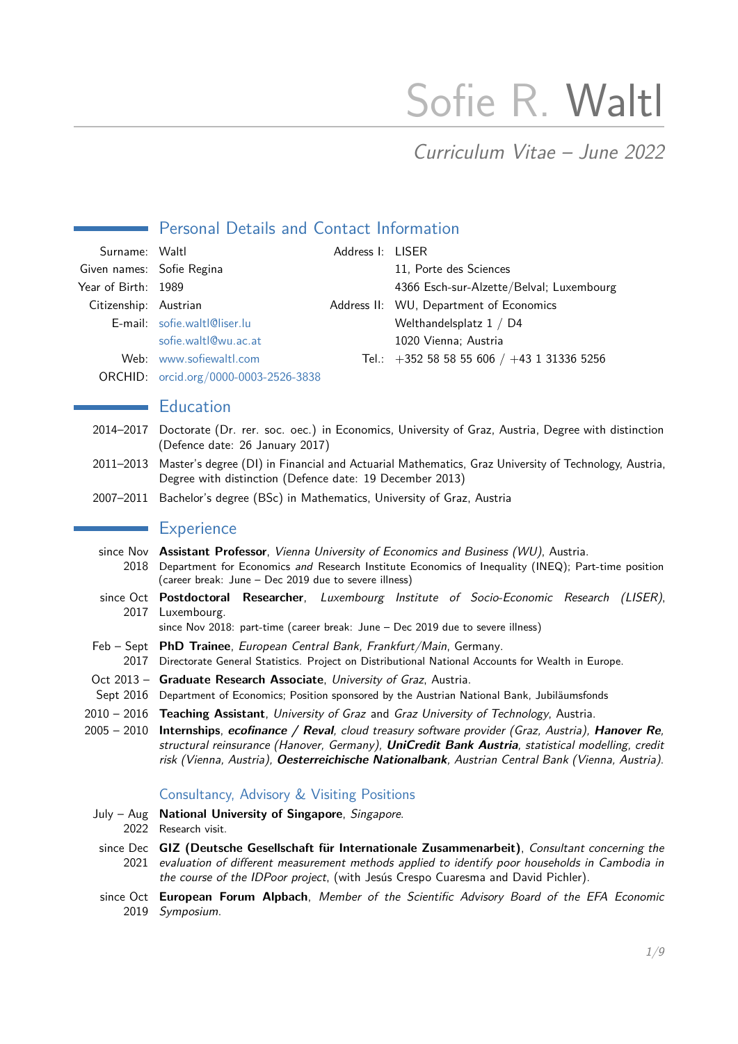# Sofie R. Waltl

*Curriculum Vitae – June 2022*

## Personal Details and Contact Information

| | | | |
|---|---|---|---|
| Surname: | Waltl | Address I: | LISER |
| Given names: | Sofie Regina | | 11, Porte des Sciences |
| Year of Birth: | 1989 | | 4366 Esch-sur-Alzette/Belval; Luxembourg |
| Citizenship: | Austrian | Address II: | WU, Department of Economics |
| E-mail: | sofie.waltl@liser.lu | | Welthandelsplatz 1 / D4 |
| | sofie.waltl@wu.ac.at | | 1020 Vienna; Austria |
| Web: | www.sofiewaltl.com | Tel.: | +352 58 58 55 606 / +43 1 31336 5256 |
| ORCHID: | orcid.org/0000-0003-2526-3838 | | |

## Education

- **2014–2017** Doctorate (Dr. rer. soc. oec.) in Economics, University of Graz, Austria, Degree with distinction (Defence date: 26 January 2017)
- **2011–2013** Master's degree (DI) in Financial and Actuarial Mathematics, Graz University of Technology, Austria, Degree with distinction (Defence date: 19 December 2013)
- **2007–2011** Bachelor's degree (BSc) in Mathematics, University of Graz, Austria

## Experience

- **since Nov 2018** **Assistant Professor**, *Vienna University of Economics and Business (WU)*, Austria.
  Department for Economics *and* Research Institute Economics of Inequality (INEQ); Part-time position (career break: June – Dec 2019 due to severe illness)
- **since Oct 2017** **Postdoctoral Researcher**, *Luxembourg Institute of Socio-Economic Research (LISER)*, Luxembourg.
  since Nov 2018: part-time (career break: June – Dec 2019 due to severe illness)
- **Feb – Sept 2017** **PhD Trainee**, *European Central Bank, Frankfurt/Main*, Germany.
  Directorate General Statistics. Project on Distributional National Accounts for Wealth in Europe.
- **Oct 2013 – Sept 2016** **Graduate Research Associate**, *University of Graz*, Austria.
  Department of Economics; Position sponsored by the Austrian National Bank, Jubiläumsfonds
- **2010 – 2016** **Teaching Assistant**, *University of Graz* and *Graz University of Technology*, Austria.
- **2005 – 2010** **Internships**, ***ecofinance / Reval***, *cloud treasury software provider (Graz, Austria)*, ***Hanover Re***, *structural reinsurance (Hanover, Germany)*, ***UniCredit Bank Austria***, *statistical modelling, credit risk (Vienna, Austria)*, ***Oesterreichische Nationalbank***, *Austrian Central Bank (Vienna, Austria)*.

### Consultancy, Advisory & Visiting Positions

- **July – Aug 2022** **National University of Singapore**, *Singapore*.
  Research visit.
- **since Dec 2021** **GIZ (Deutsche Gesellschaft für Internationale Zusammenarbeit)**, *Consultant concerning the evaluation of different measurement methods applied to identify poor households in Cambodia in the course of the IDPoor project*, (with Jesús Crespo Cuaresma and David Pichler).
- **since Oct 2019** **European Forum Alpbach**, *Member of the Scientific Advisory Board of the EFA Economic Symposium*.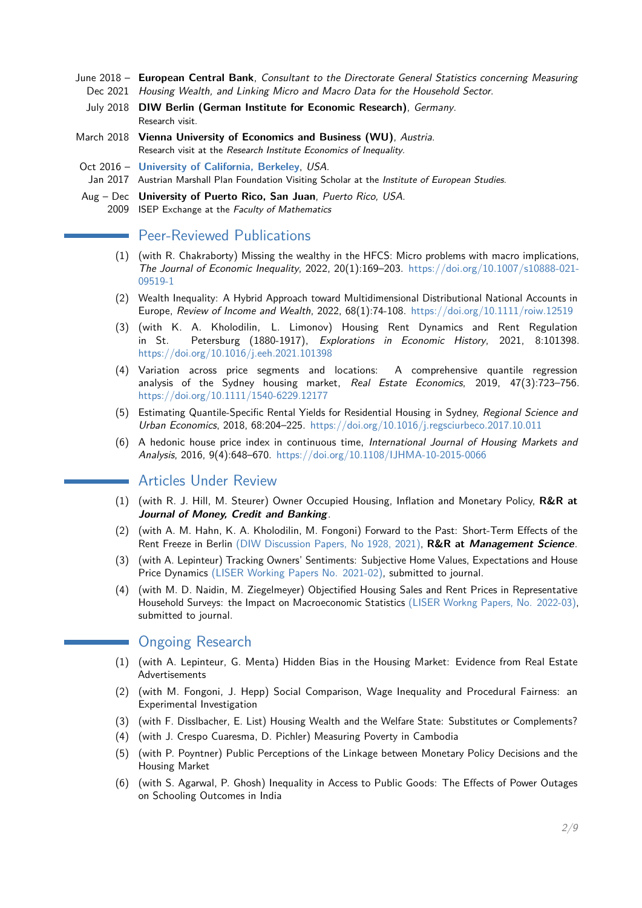- June 2018 – Dec 2021 **European Central Bank**, *Consultant to the Directorate General Statistics concerning Measuring Housing Wealth, and Linking Micro and Macro Data for the Household Sector.*
- July 2018 **DIW Berlin (German Institute for Economic Research)**, *Germany*.
  Research visit.
- March 2018 **Vienna University of Economics and Business (WU)**, *Austria*.
  Research visit at the *Research Institute Economics of Inequality*.
- Oct 2016 – Jan 2017 **University of California, Berkeley**, *USA*.
  Austrian Marshall Plan Foundation Visiting Scholar at the *Institute of European Studies*.
- Aug – Dec 2009 **University of Puerto Rico, San Juan**, *Puerto Rico, USA*.
  ISEP Exchange at the *Faculty of Mathematics*

## Peer-Reviewed Publications

(1) (with R. Chakraborty) Missing the wealthy in the HFCS: Micro problems with macro implications, *The Journal of Economic Inequality*, 2022, 20(1):169–203. https://doi.org/10.1007/s10888-021-09519-1

(2) Wealth Inequality: A Hybrid Approach toward Multidimensional Distributional National Accounts in Europe, *Review of Income and Wealth*, 2022, 68(1):74-108. https://doi.org/10.1111/roiw.12519

(3) (with K. A. Kholodilin, L. Limonov) Housing Rent Dynamics and Rent Regulation in St. Petersburg (1880-1917), *Explorations in Economic History*, 2021, 8:101398. https://doi.org/10.1016/j.eeh.2021.101398

(4) Variation across price segments and locations: A comprehensive quantile regression analysis of the Sydney housing market, *Real Estate Economics*, 2019, 47(3):723–756. https://doi.org/10.1111/1540-6229.12177

(5) Estimating Quantile-Specific Rental Yields for Residential Housing in Sydney, *Regional Science and Urban Economics*, 2018, 68:204–225. https://doi.org/10.1016/j.regsciurbeco.2017.10.011

(6) A hedonic house price index in continuous time, *International Journal of Housing Markets and Analysis*, 2016, 9(4):648–670. https://doi.org/10.1108/IJHMA-10-2015-0066

## Articles Under Review

(1) (with R. J. Hill, M. Steurer) Owner Occupied Housing, Inflation and Monetary Policy, **R&R at *Journal of Money, Credit and Banking***.

(2) (with A. M. Hahn, K. A. Kholodilin, M. Fongoni) Forward to the Past: Short-Term Effects of the Rent Freeze in Berlin (DIW Discussion Papers, No 1928, 2021), **R&R at *Management Science***.

(3) (with A. Lepinteur) Tracking Owners' Sentiments: Subjective Home Values, Expectations and House Price Dynamics (LISER Working Papers No. 2021-02), submitted to journal.

(4) (with M. D. Naidin, M. Ziegelmeyer) Objectified Housing Sales and Rent Prices in Representative Household Surveys: the Impact on Macroeconomic Statistics (LISER Workng Papers, No. 2022-03), submitted to journal.

## Ongoing Research

(1) (with A. Lepinteur, G. Menta) Hidden Bias in the Housing Market: Evidence from Real Estate Advertisements

(2) (with M. Fongoni, J. Hepp) Social Comparison, Wage Inequality and Procedural Fairness: an Experimental Investigation

(3) (with F. Disslbacher, E. List) Housing Wealth and the Welfare State: Substitutes or Complements?

(4) (with J. Crespo Cuaresma, D. Pichler) Measuring Poverty in Cambodia

(5) (with P. Poyntner) Public Perceptions of the Linkage between Monetary Policy Decisions and the Housing Market

(6) (with S. Agarwal, P. Ghosh) Inequality in Access to Public Goods: The Effects of Power Outages on Schooling Outcomes in India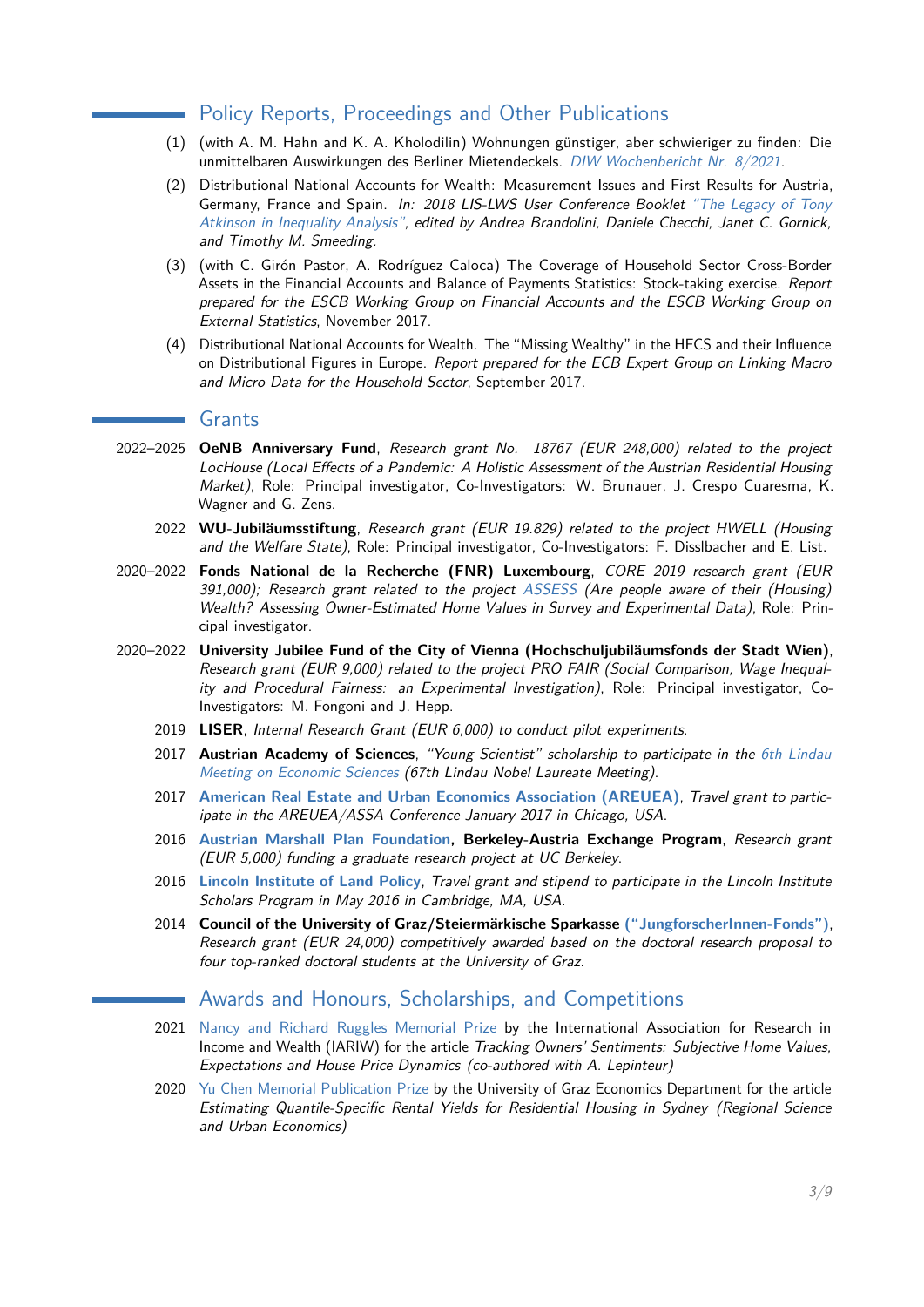## Policy Reports, Proceedings and Other Publications

1. (with A. M. Hahn and K. A. Kholodilin) Wohnungen günstiger, aber schwieriger zu finden: Die unmittelbaren Auswirkungen des Berliner Mietendeckels. *DIW Wochenbericht Nr. 8/2021*.
2. Distributional National Accounts for Wealth: Measurement Issues and First Results for Austria, Germany, France and Spain. *In: 2018 LIS-LWS User Conference Booklet "The Legacy of Tony Atkinson in Inequality Analysis", edited by Andrea Brandolini, Daniele Checchi, Janet C. Gornick, and Timothy M. Smeeding.*
3. (with C. Girón Pastor, A. Rodríguez Caloca) The Coverage of Household Sector Cross-Border Assets in the Financial Accounts and Balance of Payments Statistics: Stock-taking exercise. *Report prepared for the ESCB Working Group on Financial Accounts and the ESCB Working Group on External Statistics*, November 2017.
4. Distributional National Accounts for Wealth. The "Missing Wealthy" in the HFCS and their Influence on Distributional Figures in Europe. *Report prepared for the ECB Expert Group on Linking Macro and Micro Data for the Household Sector*, September 2017.

## Grants

- **2022–2025** **OeNB Anniversary Fund**, *Research grant No. 18767 (EUR 248,000) related to the project LocHouse (Local Effects of a Pandemic: A Holistic Assessment of the Austrian Residential Housing Market)*, Role: Principal investigator, Co-Investigators: W. Brunauer, J. Crespo Cuaresma, K. Wagner and G. Zens.
- **2022** **WU-Jubiläumsstiftung**, *Research grant (EUR 19.829) related to the project HWELL (Housing and the Welfare State)*, Role: Principal investigator, Co-Investigators: F. Disslbacher and E. List.
- **2020–2022** **Fonds National de la Recherche (FNR) Luxembourg**, *CORE 2019 research grant (EUR 391,000); Research grant related to the project ASSESS (Are people aware of their (Housing) Wealth? Assessing Owner-Estimated Home Values in Survey and Experimental Data)*, Role: Principal investigator.
- **2020–2022** **University Jubilee Fund of the City of Vienna (Hochschuljubiläumsfonds der Stadt Wien)**, *Research grant (EUR 9,000) related to the project PRO FAIR (Social Comparison, Wage Inequality and Procedural Fairness: an Experimental Investigation)*, Role: Principal investigator, Co-Investigators: M. Fongoni and J. Hepp.
- **2019** **LISER**, *Internal Research Grant (EUR 6,000) to conduct pilot experiments.*
- **2017** **Austrian Academy of Sciences**, *"Young Scientist" scholarship to participate in the 6th Lindau Meeting on Economic Sciences (67th Lindau Nobel Laureate Meeting).*
- **2017** **American Real Estate and Urban Economics Association (AREUEA)**, *Travel grant to participate in the AREUEA/ASSA Conference January 2017 in Chicago, USA.*
- **2016** **Austrian Marshall Plan Foundation, Berkeley-Austria Exchange Program**, *Research grant (EUR 5,000) funding a graduate research project at UC Berkeley.*
- **2016** **Lincoln Institute of Land Policy**, *Travel grant and stipend to participate in the Lincoln Institute Scholars Program in May 2016 in Cambridge, MA, USA.*
- **2014** **Council of the University of Graz/Steiermärkische Sparkasse ("JungforscherInnen-Fonds")**, *Research grant (EUR 24,000) competitively awarded based on the doctoral research proposal to four top-ranked doctoral students at the University of Graz.*

## Awards and Honours, Scholarships, and Competitions

- **2021** Nancy and Richard Ruggles Memorial Prize by the International Association for Research in Income and Wealth (IARIW) for the article *Tracking Owners' Sentiments: Subjective Home Values, Expectations and House Price Dynamics (co-authored with A. Lepinteur)*
- **2020** Yu Chen Memorial Publication Prize by the University of Graz Economics Department for the article *Estimating Quantile-Specific Rental Yields for Residential Housing in Sydney (Regional Science and Urban Economics)*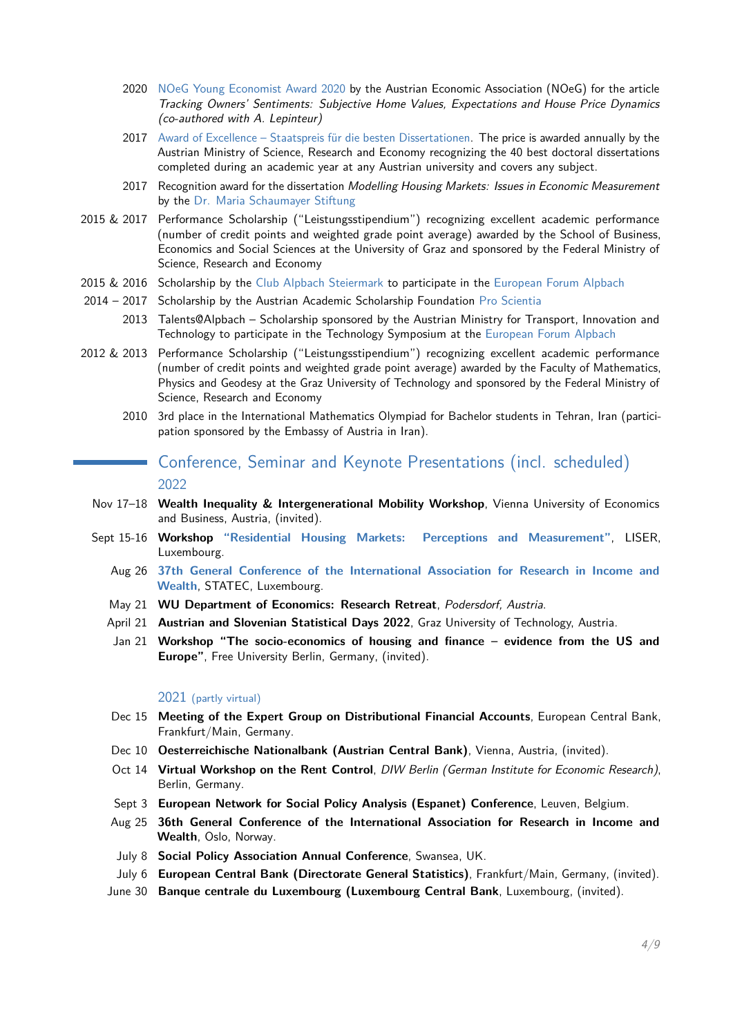- 2020 NOeG Young Economist Award 2020 by the Austrian Economic Association (NOeG) for the article *Tracking Owners' Sentiments: Subjective Home Values, Expectations and House Price Dynamics (co-authored with A. Lepinteur)*
- 2017 Award of Excellence – Staatspreis für die besten Dissertationen. The price is awarded annually by the Austrian Ministry of Science, Research and Economy recognizing the 40 best doctoral dissertations completed during an academic year at any Austrian university and covers any subject.
- 2017 Recognition award for the dissertation *Modelling Housing Markets: Issues in Economic Measurement* by the Dr. Maria Schaumayer Stiftung
- 2015 & 2017 Performance Scholarship ("Leistungsstipendium") recognizing excellent academic performance (number of credit points and weighted grade point average) awarded by the School of Business, Economics and Social Sciences at the University of Graz and sponsored by the Federal Ministry of Science, Research and Economy
- 2015 & 2016 Scholarship by the Club Alpbach Steiermark to participate in the European Forum Alpbach
- 2014 – 2017 Scholarship by the Austrian Academic Scholarship Foundation Pro Scientia
- 2013 Talents@Alpbach – Scholarship sponsored by the Austrian Ministry for Transport, Innovation and Technology to participate in the Technology Symposium at the European Forum Alpbach
- 2012 & 2013 Performance Scholarship ("Leistungsstipendium") recognizing excellent academic performance (number of credit points and weighted grade point average) awarded by the Faculty of Mathematics, Physics and Geodesy at the Graz University of Technology and sponsored by the Federal Ministry of Science, Research and Economy
- 2010 3rd place in the International Mathematics Olympiad for Bachelor students in Tehran, Iran (participation sponsored by the Embassy of Austria in Iran).

## Conference, Seminar and Keynote Presentations (incl. scheduled)

### 2022

- Nov 17–18 **Wealth Inequality & Intergenerational Mobility Workshop**, Vienna University of Economics and Business, Austria, (invited).
- Sept 15-16 **Workshop "Residential Housing Markets: Perceptions and Measurement"**, LISER, Luxembourg.
- Aug 26 **37th General Conference of the International Association for Research in Income and Wealth**, STATEC, Luxembourg.
- May 21 **WU Department of Economics: Research Retreat**, *Podersdorf, Austria.*
- April 21 **Austrian and Slovenian Statistical Days 2022**, Graz University of Technology, Austria.
- Jan 21 **Workshop "The socio-economics of housing and finance – evidence from the US and Europe"**, Free University Berlin, Germany, (invited).

### 2021 (partly virtual)

- Dec 15 **Meeting of the Expert Group on Distributional Financial Accounts**, European Central Bank, Frankfurt/Main, Germany.
- Dec 10 **Oesterreichische Nationalbank (Austrian Central Bank)**, Vienna, Austria, (invited).
- Oct 14 **Virtual Workshop on the Rent Control**, *DIW Berlin (German Institute for Economic Research)*, Berlin, Germany.
- Sept 3 **European Network for Social Policy Analysis (Espanet) Conference**, Leuven, Belgium.
- Aug 25 **36th General Conference of the International Association for Research in Income and Wealth**, Oslo, Norway.
- July 8 **Social Policy Association Annual Conference**, Swansea, UK.
- July 6 **European Central Bank (Directorate General Statistics)**, Frankfurt/Main, Germany, (invited).
- June 30 **Banque centrale du Luxembourg (Luxembourg Central Bank**, Luxembourg, (invited).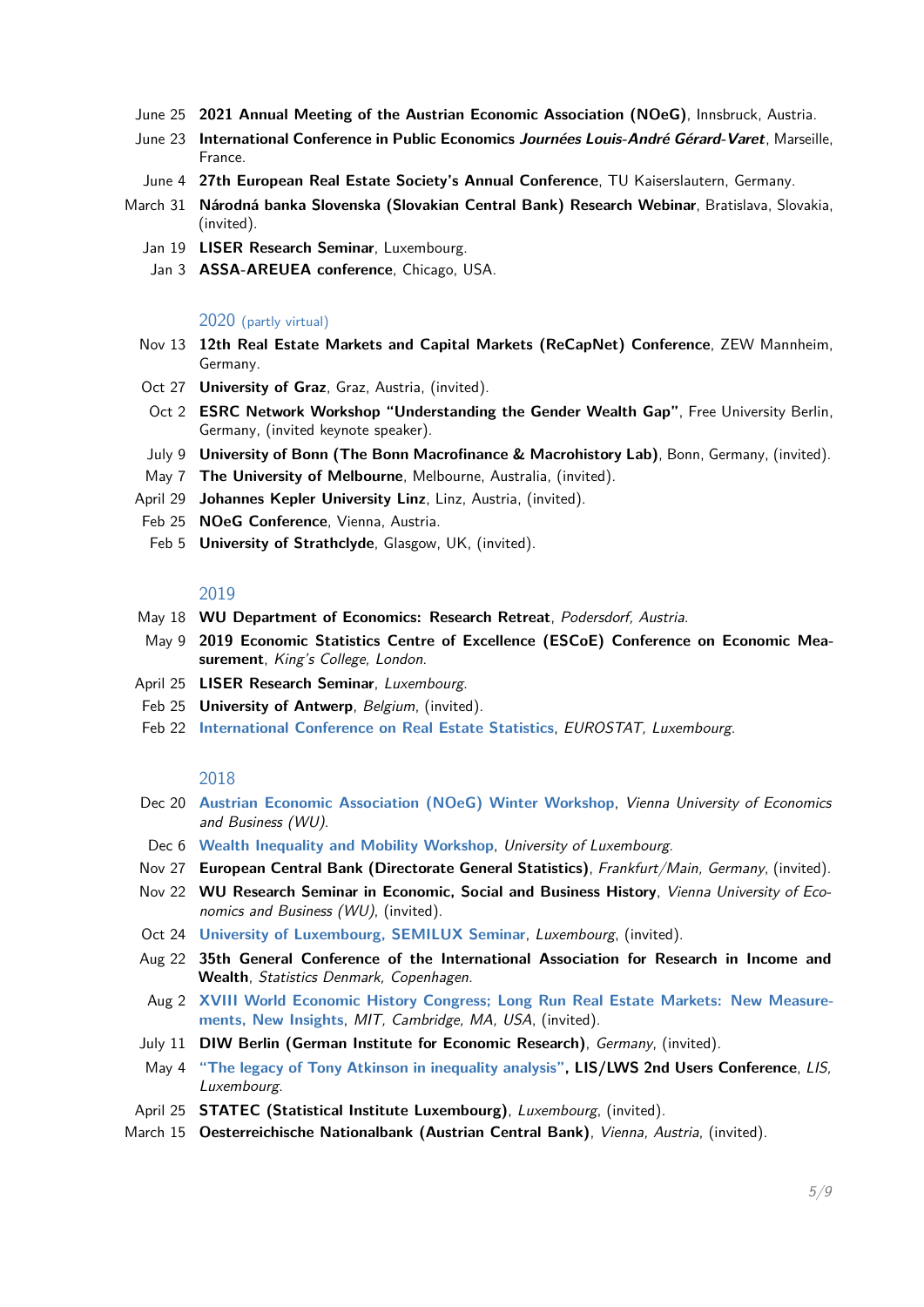- June 25 **2021 Annual Meeting of the Austrian Economic Association (NOeG)**, Innsbruck, Austria.
- June 23 **International Conference in Public Economics *Journées Louis-André Gérard-Varet***, Marseille, France.
- June 4 **27th European Real Estate Society's Annual Conference**, TU Kaiserslautern, Germany.
- March 31 **Národná banka Slovenska (Slovakian Central Bank) Research Webinar**, Bratislava, Slovakia, (invited).
- Jan 19 **LISER Research Seminar**, Luxembourg.
- Jan 3 **ASSA-AREUEA conference**, Chicago, USA.

### 2020 (partly virtual)

- Nov 13 **12th Real Estate Markets and Capital Markets (ReCapNet) Conference**, ZEW Mannheim, Germany.
- Oct 27 **University of Graz**, Graz, Austria, (invited).
- Oct 2 **ESRC Network Workshop "Understanding the Gender Wealth Gap"**, Free University Berlin, Germany, (invited keynote speaker).
- July 9 **University of Bonn (The Bonn Macrofinance & Macrohistory Lab)**, Bonn, Germany, (invited).
- May 7 **The University of Melbourne**, Melbourne, Australia, (invited).
- April 29 **Johannes Kepler University Linz**, Linz, Austria, (invited).
- Feb 25 **NOeG Conference**, Vienna, Austria.
- Feb 5 **University of Strathclyde**, Glasgow, UK, (invited).

### 2019

- May 18 **WU Department of Economics: Research Retreat**, *Podersdorf, Austria.*
- May 9 **2019 Economic Statistics Centre of Excellence (ESCoE) Conference on Economic Measurement**, *King's College, London.*
- April 25 **LISER Research Seminar**, *Luxembourg.*
- Feb 25 **University of Antwerp**, *Belgium*, (invited).
- Feb 22 **International Conference on Real Estate Statistics**, *EUROSTAT, Luxembourg.*

### 2018

- Dec 20 **Austrian Economic Association (NOeG) Winter Workshop**, *Vienna University of Economics and Business (WU).*
- Dec 6 **Wealth Inequality and Mobility Workshop**, *University of Luxembourg.*
- Nov 27 **European Central Bank (Directorate General Statistics)**, *Frankfurt/Main, Germany*, (invited).
- Nov 22 **WU Research Seminar in Economic, Social and Business History**, *Vienna University of Economics and Business (WU)*, (invited).
- Oct 24 **University of Luxembourg, SEMILUX Seminar**, *Luxembourg*, (invited).
- Aug 22 **35th General Conference of the International Association for Research in Income and Wealth**, *Statistics Denmark, Copenhagen.*
- Aug 2 **XVIII World Economic History Congress; Long Run Real Estate Markets: New Measurements, New Insights**, *MIT, Cambridge, MA, USA*, (invited).
- July 11 **DIW Berlin (German Institute for Economic Research)**, *Germany*, (invited).
- May 4 **"The legacy of Tony Atkinson in inequality analysis", LIS/LWS 2nd Users Conference**, *LIS, Luxembourg.*
- April 25 **STATEC (Statistical Institute Luxembourg)**, *Luxembourg*, (invited).
- March 15 **Oesterreichische Nationalbank (Austrian Central Bank)**, *Vienna, Austria*, (invited).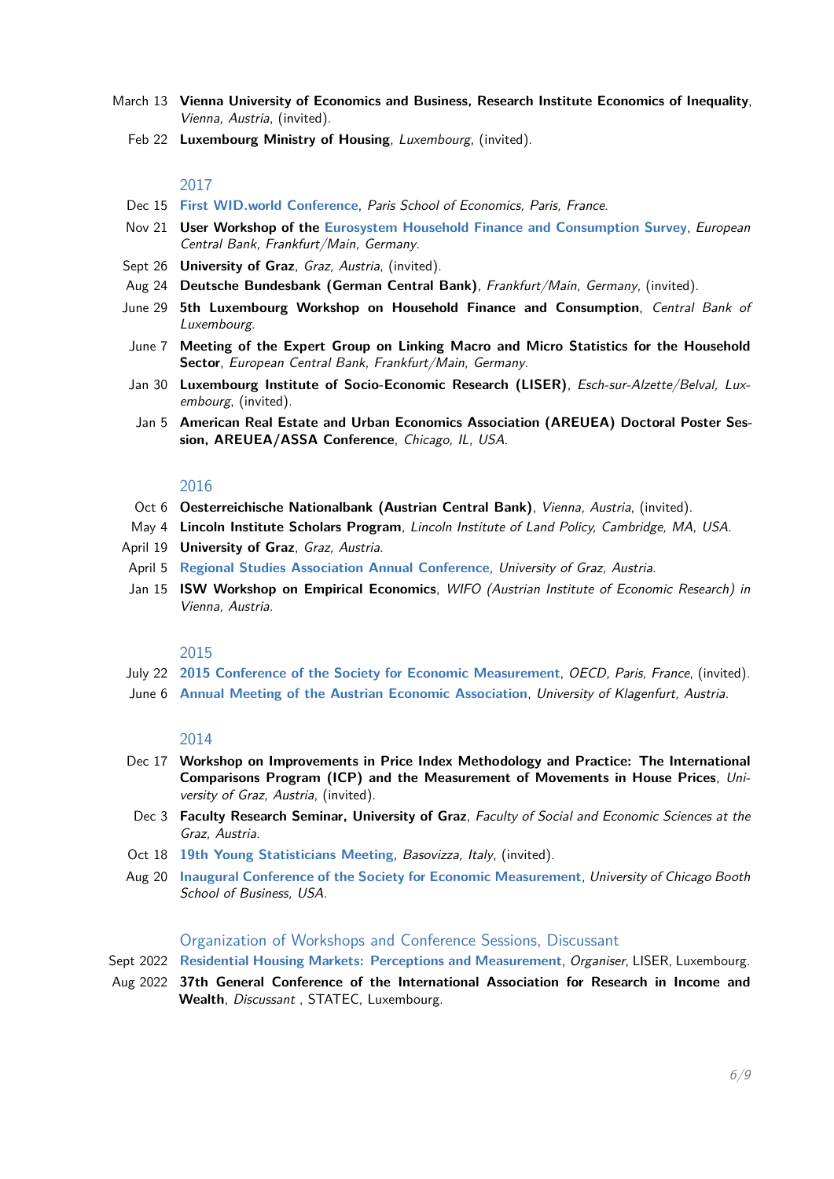March 13 **Vienna University of Economics and Business, Research Institute Economics of Inequality**, *Vienna, Austria*, (invited).

Feb 22 **Luxembourg Ministry of Housing**, *Luxembourg*, (invited).

### 2017

Dec 15 **First WID.world Conference**, *Paris School of Economics, Paris, France*.

Nov 21 **User Workshop of the Eurosystem Household Finance and Consumption Survey**, *European Central Bank, Frankfurt/Main, Germany*.

Sept 26 **University of Graz**, *Graz, Austria*, (invited).

Aug 24 **Deutsche Bundesbank (German Central Bank)**, *Frankfurt/Main, Germany*, (invited).

June 29 **5th Luxembourg Workshop on Household Finance and Consumption**, *Central Bank of Luxembourg*.

June 7 **Meeting of the Expert Group on Linking Macro and Micro Statistics for the Household Sector**, *European Central Bank, Frankfurt/Main, Germany*.

Jan 30 **Luxembourg Institute of Socio-Economic Research (LISER)**, *Esch-sur-Alzette/Belval, Luxembourg*, (invited).

Jan 5 **American Real Estate and Urban Economics Association (AREUEA) Doctoral Poster Session, AREUEA/ASSA Conference**, *Chicago, IL, USA*.

### 2016

Oct 6 **Oesterreichische Nationalbank (Austrian Central Bank)**, *Vienna, Austria*, (invited).

May 4 **Lincoln Institute Scholars Program**, *Lincoln Institute of Land Policy, Cambridge, MA, USA*.

April 19 **University of Graz**, *Graz, Austria*.

April 5 **Regional Studies Association Annual Conference**, *University of Graz, Austria*.

Jan 15 **ISW Workshop on Empirical Economics**, *WIFO (Austrian Institute of Economic Research) in Vienna, Austria*.

### 2015

July 22 **2015 Conference of the Society for Economic Measurement**, *OECD, Paris, France*, (invited).

June 6 **Annual Meeting of the Austrian Economic Association**, *University of Klagenfurt, Austria*.

### 2014

Dec 17 **Workshop on Improvements in Price Index Methodology and Practice: The International Comparisons Program (ICP) and the Measurement of Movements in House Prices**, *University of Graz, Austria*, (invited).

Dec 3 **Faculty Research Seminar, University of Graz**, *Faculty of Social and Economic Sciences at the Graz, Austria*.

Oct 18 **19th Young Statisticians Meeting**, *Basovizza, Italy*, (invited).

Aug 20 **Inaugural Conference of the Society for Economic Measurement**, *University of Chicago Booth School of Business, USA*.

## Organization of Workshops and Conference Sessions, Discussant

Sept 2022 **Residential Housing Markets: Perceptions and Measurement**, *Organiser*, LISER, Luxembourg.

Aug 2022 **37th General Conference of the International Association for Research in Income and Wealth**, *Discussant* , STATEC, Luxembourg.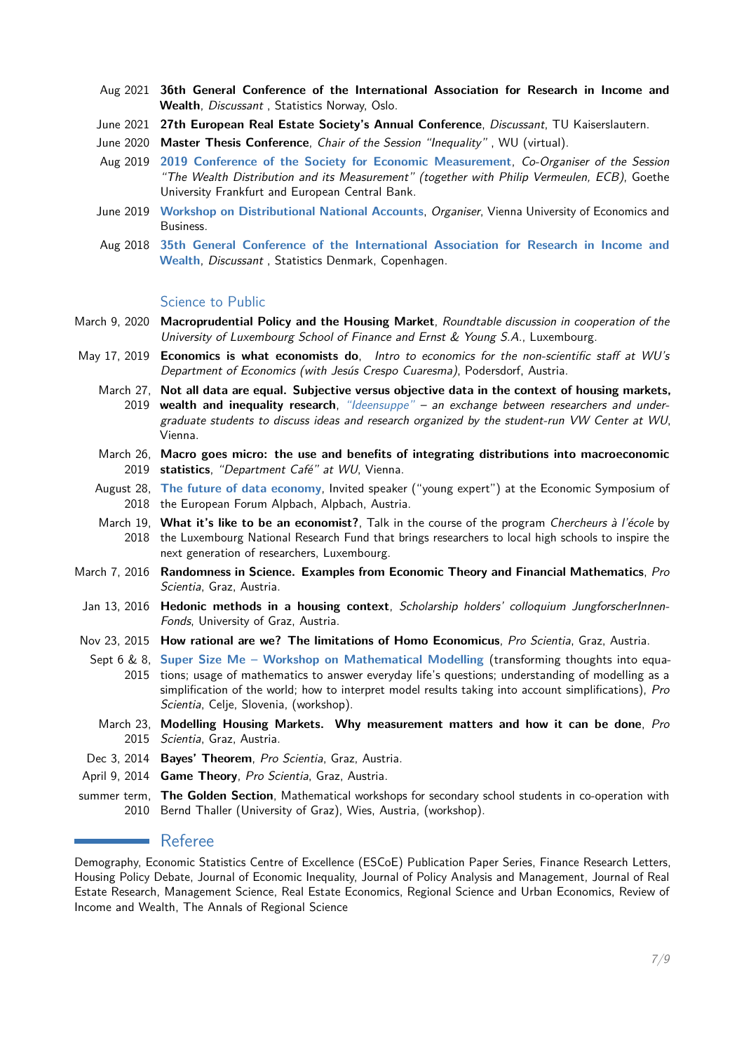Aug 2021 **36th General Conference of the International Association for Research in Income and Wealth**, *Discussant* , Statistics Norway, Oslo.

June 2021 **27th European Real Estate Society's Annual Conference**, *Discussant*, TU Kaiserslautern.

June 2020 **Master Thesis Conference**, *Chair of the Session "Inequality"* , WU (virtual).

Aug 2019 **2019 Conference of the Society for Economic Measurement**, *Co-Organiser of the Session "The Wealth Distribution and its Measurement" (together with Philip Vermeulen, ECB)*, Goethe University Frankfurt and European Central Bank.

June 2019 **Workshop on Distributional National Accounts**, *Organiser*, Vienna University of Economics and Business.

Aug 2018 **35th General Conference of the International Association for Research in Income and Wealth**, *Discussant* , Statistics Denmark, Copenhagen.

## Science to Public

March 9, 2020 **Macroprudential Policy and the Housing Market**, *Roundtable discussion in cooperation of the University of Luxembourg School of Finance and Ernst & Young S.A.*, Luxembourg.

May 17, 2019 **Economics is what economists do**, *Intro to economics for the non-scientific staff at WU's Department of Economics (with Jesús Crespo Cuaresma)*, Podersdorf, Austria.

March 27, 2019 **Not all data are equal. Subjective versus objective data in the context of housing markets, wealth and inequality research**, *"Ideensuppe" – an exchange between researchers and undergraduate students to discuss ideas and research organized by the student-run VW Center at WU*, Vienna.

March 26, 2019 **Macro goes micro: the use and benefits of integrating distributions into macroeconomic statistics**, *"Department Café" at WU*, Vienna.

August 28, 2018 **The future of data economy**, Invited speaker ("young expert") at the Economic Symposium of the European Forum Alpbach, Alpbach, Austria.

March 19, 2018 **What it's like to be an economist?**, Talk in the course of the program *Chercheurs à l'école* by the Luxembourg National Research Fund that brings researchers to local high schools to inspire the next generation of researchers, Luxembourg.

March 7, 2016 **Randomness in Science. Examples from Economic Theory and Financial Mathematics**, *Pro Scientia*, Graz, Austria.

Jan 13, 2016 **Hedonic methods in a housing context**, *Scholarship holders' colloquium JungforscherInnen-Fonds*, University of Graz, Austria.

Nov 23, 2015 **How rational are we? The limitations of Homo Economicus**, *Pro Scientia*, Graz, Austria.

Sept 6 & 8, 2015 **Super Size Me – Workshop on Mathematical Modelling** (transforming thoughts into equations; usage of mathematics to answer everyday life's questions; understanding of modelling as a simplification of the world; how to interpret model results taking into account simplifications), *Pro Scientia*, Celje, Slovenia, (workshop).

March 23, 2015 **Modelling Housing Markets. Why measurement matters and how it can be done**, *Pro Scientia*, Graz, Austria.

Dec 3, 2014 **Bayes' Theorem**, *Pro Scientia*, Graz, Austria.

April 9, 2014 **Game Theory**, *Pro Scientia*, Graz, Austria.

summer term, 2010 **The Golden Section**, Mathematical workshops for secondary school students in co-operation with Bernd Thaller (University of Graz), Wies, Austria, (workshop).

## Referee

Demography, Economic Statistics Centre of Excellence (ESCoE) Publication Paper Series, Finance Research Letters, Housing Policy Debate, Journal of Economic Inequality, Journal of Policy Analysis and Management, Journal of Real Estate Research, Management Science, Real Estate Economics, Regional Science and Urban Economics, Review of Income and Wealth, The Annals of Regional Science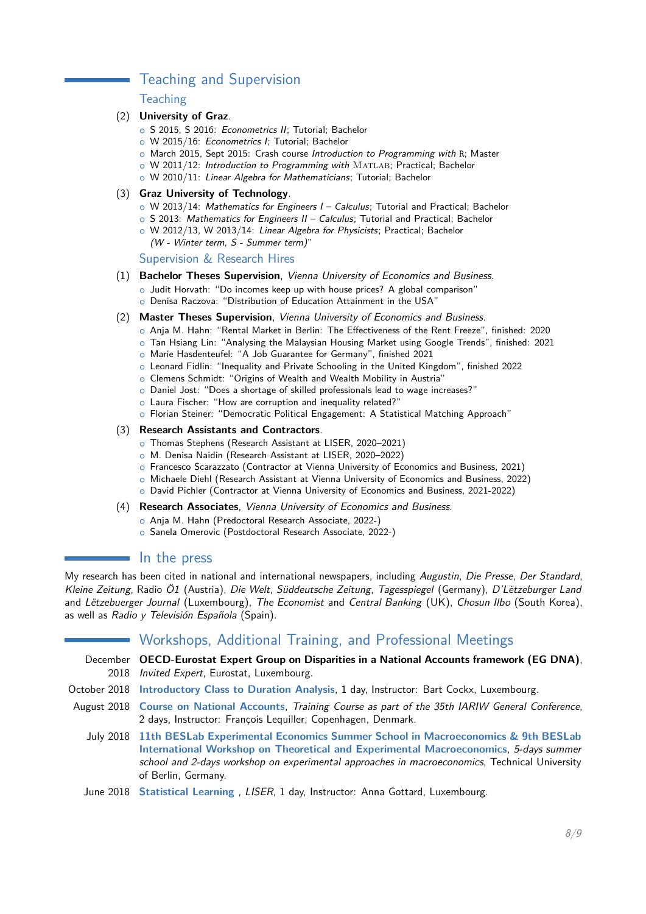## Teaching and Supervision

### Teaching

(2) **University of Graz**.
- S 2015, S 2016: *Econometrics II*; Tutorial; Bachelor
- W 2015/16: *Econometrics I*; Tutorial; Bachelor
- March 2015, Sept 2015: Crash course *Introduction to Programming with* R; Master
- W 2011/12: *Introduction to Programming with* MATLAB; Practical; Bachelor
- W 2010/11: *Linear Algebra for Mathematicians*; Tutorial; Bachelor

(3) **Graz University of Technology**.
- W 2013/14: *Mathematics for Engineers I – Calculus*; Tutorial and Practical; Bachelor
- S 2013: *Mathematics for Engineers II – Calculus*; Tutorial and Practical; Bachelor
- W 2012/13, W 2013/14: *Linear Algebra for Physicists*; Practical; Bachelor
  *(W - Winter term, S - Summer term)*"

### Supervision & Research Hires

(1) **Bachelor Theses Supervision**, *Vienna University of Economics and Business*.
- Judit Horvath: "Do incomes keep up with house prices? A global comparison"
- Denisa Raczova: "Distribution of Education Attainment in the USA"

(2) **Master Theses Supervision**, *Vienna University of Economics and Business*.
- Anja M. Hahn: "Rental Market in Berlin: The Effectiveness of the Rent Freeze", finished: 2020
- Tan Hsiang Lin: "Analysing the Malaysian Housing Market using Google Trends", finished: 2021
- Marie Hasdenteufel: "A Job Guarantee for Germany", finished 2021
- Leonard Fidlin: "Inequality and Private Schooling in the United Kingdom", finished 2022
- Clemens Schmidt: "Origins of Wealth and Wealth Mobility in Austria"
- Daniel Jost: "Does a shortage of skilled professionals lead to wage increases?"
- Laura Fischer: "How are corruption and inequality related?"
- Florian Steiner: "Democratic Political Engagement: A Statistical Matching Approach"

(3) **Research Assistants and Contractors**.
- Thomas Stephens (Research Assistant at LISER, 2020–2021)
- M. Denisa Naidin (Research Assistant at LISER, 2020–2022)
- Francesco Scarazzato (Contractor at Vienna University of Economics and Business, 2021)
- Michaele Diehl (Research Assistant at Vienna University of Economics and Business, 2022)
- David Pichler (Contractor at Vienna University of Economics and Business, 2021-2022)

(4) **Research Associates**, *Vienna University of Economics and Business*.
- Anja M. Hahn (Predoctoral Research Associate, 2022-)
- Sanela Omerovic (Postdoctoral Research Associate, 2022-)

## In the press

My research has been cited in national and international newspapers, including *Augustin*, *Die Presse*, *Der Standard*, *Kleine Zeitung*, Radio *Ö1* (Austria), *Die Welt*, *Süddeutsche Zeitung*, *Tagesspiegel* (Germany), *D'Lëtzeburger Land* and *Lëtzebuerger Journal* (Luxembourg), *The Economist* and *Central Banking* (UK), *Chosun Ilbo* (South Korea), as well as *Radio y Televisión Española* (Spain).

## Workshops, Additional Training, and Professional Meetings

December 2018 — **OECD-Eurostat Expert Group on Disparities in a National Accounts framework (EG DNA)**, *Invited Expert*, Eurostat, Luxembourg.

October 2018 — **Introductory Class to Duration Analysis**, 1 day, Instructor: Bart Cockx, Luxembourg.

August 2018 — **Course on National Accounts**, *Training Course as part of the 35th IARIW General Conference*, 2 days, Instructor: François Lequiller, Copenhagen, Denmark.

July 2018 — **11th BESLab Experimental Economics Summer School in Macroeconomics & 9th BESLab International Workshop on Theoretical and Experimental Macroeconomics**, *5-days summer school and 2-days workshop on experimental approaches in macroeconomics*, Technical University of Berlin, Germany.

June 2018 — **Statistical Learning** , *LISER*, 1 day, Instructor: Anna Gottard, Luxembourg.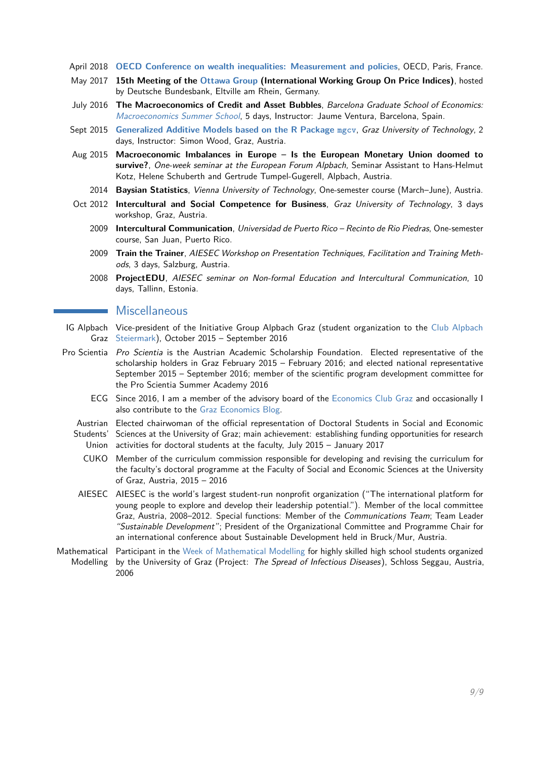April 2018 **OECD Conference on wealth inequalities: Measurement and policies**, OECD, Paris, France.

May 2017 **15th Meeting of the Ottawa Group (International Working Group On Price Indices)**, hosted by Deutsche Bundesbank, Eltville am Rhein, Germany.

July 2016 **The Macroeconomics of Credit and Asset Bubbles**, *Barcelona Graduate School of Economics: Macroeconomics Summer School*, 5 days, Instructor: Jaume Ventura, Barcelona, Spain.

Sept 2015 **Generalized Additive Models based on the R Package `mgcv`**, *Graz University of Technology*, 2 days, Instructor: Simon Wood, Graz, Austria.

Aug 2015 **Macroeconomic Imbalances in Europe – Is the European Monetary Union doomed to survive?**, *One-week seminar at the European Forum Alpbach*, Seminar Assistant to Hans-Helmut Kotz, Helene Schuberth and Gertrude Tumpel-Gugerell, Alpbach, Austria.

2014 **Baysian Statistics**, *Vienna University of Technology*, One-semester course (March–June), Austria.

Oct 2012 **Intercultural and Social Competence for Business**, *Graz University of Technology*, 3 days workshop, Graz, Austria.

2009 **Intercultural Communication**, *Universidad de Puerto Rico – Recinto de Rio Piedras*, One-semester course, San Juan, Puerto Rico.

2009 **Train the Trainer**, *AIESEC Workshop on Presentation Techniques, Facilitation and Training Methods*, 3 days, Salzburg, Austria.

2008 **ProjectEDU**, *AIESEC seminar on Non-formal Education and Intercultural Communication*, 10 days, Tallinn, Estonia.

## Miscellaneous

IG Alpbach Graz Vice-president of the Initiative Group Alpbach Graz (student organization to the Club Alpbach Steiermark), October 2015 – September 2016

Pro Scientia *Pro Scientia* is the Austrian Academic Scholarship Foundation. Elected representative of the scholarship holders in Graz February 2015 – February 2016; and elected national representative September 2015 – September 2016; member of the scientific program development committee for the Pro Scientia Summer Academy 2016

ECG Since 2016, I am a member of the advisory board of the Economics Club Graz and occasionally I also contribute to the Graz Economics Blog.

Austrian Students' Union Elected chairwoman of the official representation of Doctoral Students in Social and Economic Sciences at the University of Graz; main achievement: establishing funding opportunities for research activities for doctoral students at the faculty, July 2015 – January 2017

CUKO Member of the curriculum commission responsible for developing and revising the curriculum for the faculty's doctoral programme at the Faculty of Social and Economic Sciences at the University of Graz, Austria, 2015 – 2016

AIESEC AIESEC is the world's largest student-run nonprofit organization ("The international platform for young people to explore and develop their leadership potential."). Member of the local committee Graz, Austria, 2008–2012. Special functions: Member of the *Communications Team*; Team Leader *"Sustainable Development"*; President of the Organizational Committee and Programme Chair for an international conference about Sustainable Development held in Bruck/Mur, Austria.

Mathematical Modelling Participant in the Week of Mathematical Modelling for highly skilled high school students organized by the University of Graz (Project: *The Spread of Infectious Diseases*), Schloss Seggau, Austria, 2006